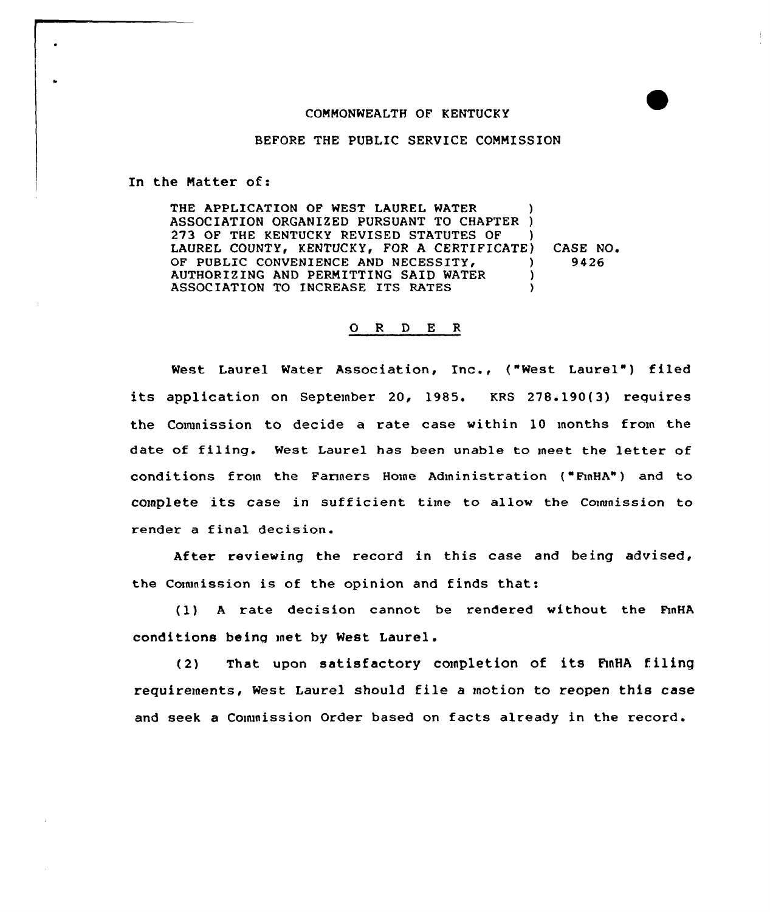COMMONWEALTH OF KENTUCKY

BEFORE THE PUBLIC SERVICE COMMISSION

In the Matter of:

THE APPLICATION OF WEST LAUREL WATER ASSOCIATION ORGANIZED PURSUANT TO CHAPTER 273 OF THE KENTUCKY REVISED STATUTES OF LAUREL COUNTY, KENTUCKY, FOR A CERTIFICATE OF PUBLIC CONVENIENCE AND NECESSITY, AUTHORIZING AND PERMITTING SAID WATER ASSOCIATION TO INCREASE ITS RATES

CASE NO. 9426

O R D E R

West Laurel Water Association, Inc., ("West Laurel") filed its application on September 20, 1985. KRS 278.190(3) requires the Commission to decide a rate case within 10 months from the date of filing. West Laurel has been unable to meet the letter of conditions from the Farmers Home Administration ("FmHA") and to complete its case in sufficient time to allow the Commission to render a final decision.

After reviewing the record in this case and being advised, the Commission is of the opinion and finds that:

(1) A rate decision cannot be rendered without the FmHA conditions being met by West Laurel.

(2) That upon satisfactory completion of its FmHA filing requirements, West Laurel should file a motion to reopen this case and seek a Commission Order based on facts already in the record.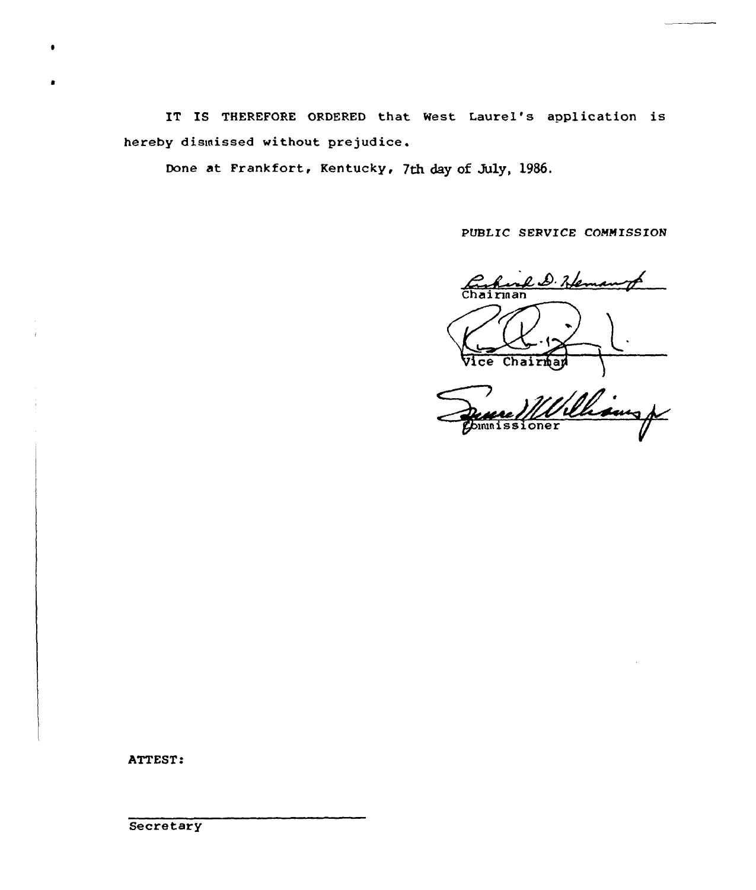IT IS THEREFORE ORDERED that West Laurel's application is hereby dismissed without prejudice.

Done at Frankfort, Kentucky, 7th day of July, 1986.

PUBLIC SERVICE COMMISSION

Chairman

Vice Chairman

Commissioner

ATTEST:

Secretary